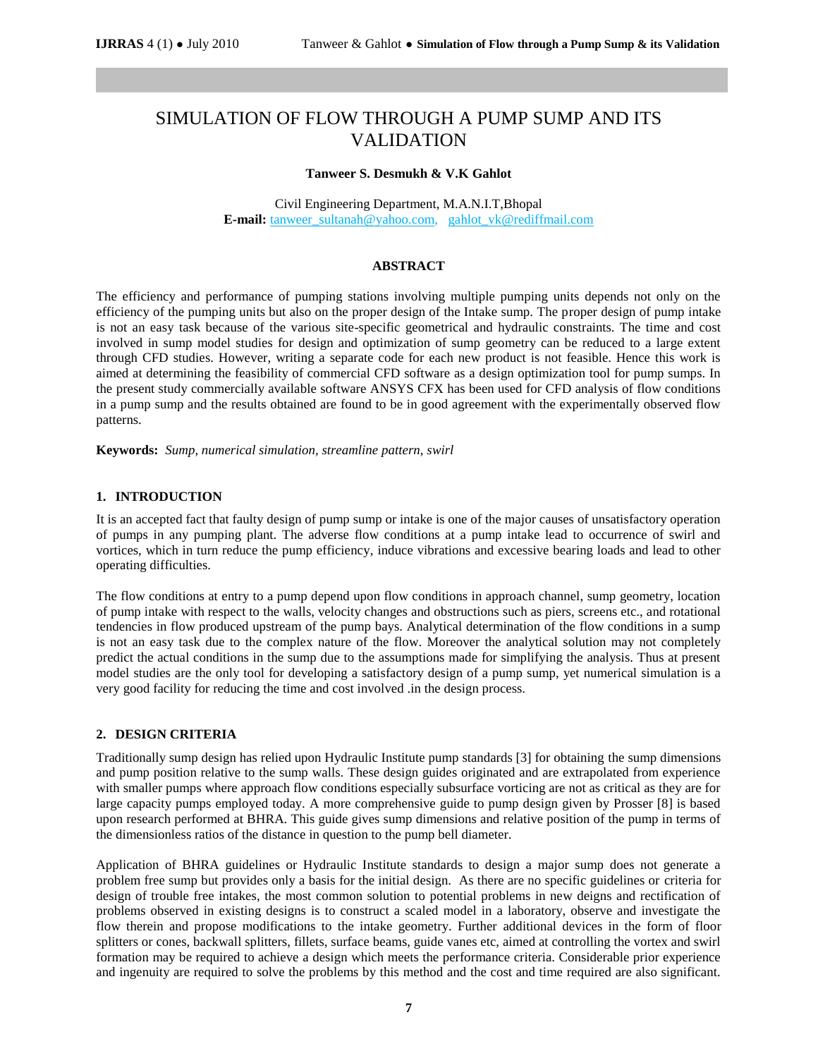# SIMULATION OF FLOW THROUGH A PUMP SUMP AND ITS VALIDATION

**Tanweer S. Desmukh & V.K Gahlot**

Civil Engineering Department, M.A.N.I.T,Bhopal
**E-mail:** tanweer_sultanah@yahoo.com, gahlot_vk@rediffmail.com

## ABSTRACT

The efficiency and performance of pumping stations involving multiple pumping units depends not only on the efficiency of the pumping units but also on the proper design of the Intake sump. The proper design of pump intake is not an easy task because of the various site-specific geometrical and hydraulic constraints. The time and cost involved in sump model studies for design and optimization of sump geometry can be reduced to a large extent through CFD studies. However, writing a separate code for each new product is not feasible. Hence this work is aimed at determining the feasibility of commercial CFD software as a design optimization tool for pump sumps. In the present study commercially available software ANSYS CFX has been used for CFD analysis of flow conditions in a pump sump and the results obtained are found to be in good agreement with the experimentally observed flow patterns.

**Keywords:** *Sump, numerical simulation, streamline pattern, swirl*

## 1. INTRODUCTION

It is an accepted fact that faulty design of pump sump or intake is one of the major causes of unsatisfactory operation of pumps in any pumping plant. The adverse flow conditions at a pump intake lead to occurrence of swirl and vortices, which in turn reduce the pump efficiency, induce vibrations and excessive bearing loads and lead to other operating difficulties.

The flow conditions at entry to a pump depend upon flow conditions in approach channel, sump geometry, location of pump intake with respect to the walls, velocity changes and obstructions such as piers, screens etc., and rotational tendencies in flow produced upstream of the pump bays. Analytical determination of the flow conditions in a sump is not an easy task due to the complex nature of the flow. Moreover the analytical solution may not completely predict the actual conditions in the sump due to the assumptions made for simplifying the analysis. Thus at present model studies are the only tool for developing a satisfactory design of a pump sump, yet numerical simulation is a very good facility for reducing the time and cost involved .in the design process.

## 2. DESIGN CRITERIA

Traditionally sump design has relied upon Hydraulic Institute pump standards [3] for obtaining the sump dimensions and pump position relative to the sump walls. These design guides originated and are extrapolated from experience with smaller pumps where approach flow conditions especially subsurface vorticing are not as critical as they are for large capacity pumps employed today. A more comprehensive guide to pump design given by Prosser [8] is based upon research performed at BHRA. This guide gives sump dimensions and relative position of the pump in terms of the dimensionless ratios of the distance in question to the pump bell diameter.

Application of BHRA guidelines or Hydraulic Institute standards to design a major sump does not generate a problem free sump but provides only a basis for the initial design. As there are no specific guidelines or criteria for design of trouble free intakes, the most common solution to potential problems in new deigns and rectification of problems observed in existing designs is to construct a scaled model in a laboratory, observe and investigate the flow therein and propose modifications to the intake geometry. Further additional devices in the form of floor splitters or cones, backwall splitters, fillets, surface beams, guide vanes etc, aimed at controlling the vortex and swirl formation may be required to achieve a design which meets the performance criteria. Considerable prior experience and ingenuity are required to solve the problems by this method and the cost and time required are also significant.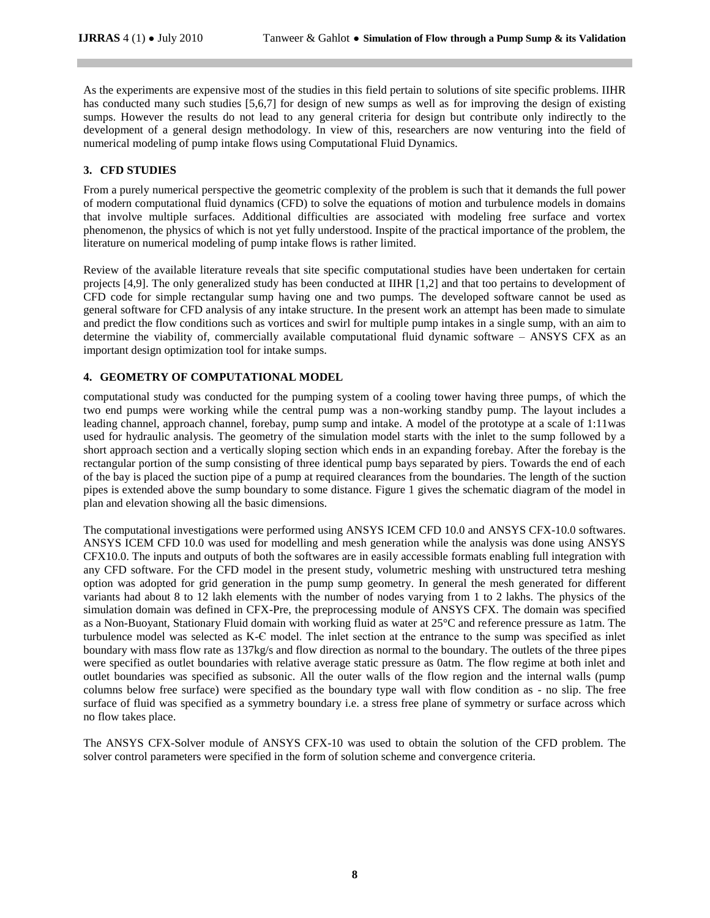As the experiments are expensive most of the studies in this field pertain to solutions of site specific problems. IIHR has conducted many such studies [5,6,7] for design of new sumps as well as for improving the design of existing sumps. However the results do not lead to any general criteria for design but contribute only indirectly to the development of a general design methodology. In view of this, researchers are now venturing into the field of numerical modeling of pump intake flows using Computational Fluid Dynamics.

## 3. CFD STUDIES

From a purely numerical perspective the geometric complexity of the problem is such that it demands the full power of modern computational fluid dynamics (CFD) to solve the equations of motion and turbulence models in domains that involve multiple surfaces. Additional difficulties are associated with modeling free surface and vortex phenomenon, the physics of which is not yet fully understood. Inspite of the practical importance of the problem, the literature on numerical modeling of pump intake flows is rather limited.

Review of the available literature reveals that site specific computational studies have been undertaken for certain projects [4,9]. The only generalized study has been conducted at IIHR [1,2] and that too pertains to development of CFD code for simple rectangular sump having one and two pumps. The developed software cannot be used as general software for CFD analysis of any intake structure. In the present work an attempt has been made to simulate and predict the flow conditions such as vortices and swirl for multiple pump intakes in a single sump, with an aim to determine the viability of, commercially available computational fluid dynamic software – ANSYS CFX as an important design optimization tool for intake sumps.

## 4. GEOMETRY OF COMPUTATIONAL MODEL

computational study was conducted for the pumping system of a cooling tower having three pumps, of which the two end pumps were working while the central pump was a non-working standby pump. The layout includes a leading channel, approach channel, forebay, pump sump and intake. A model of the prototype at a scale of 1:11was used for hydraulic analysis. The geometry of the simulation model starts with the inlet to the sump followed by a short approach section and a vertically sloping section which ends in an expanding forebay. After the forebay is the rectangular portion of the sump consisting of three identical pump bays separated by piers. Towards the end of each of the bay is placed the suction pipe of a pump at required clearances from the boundaries. The length of the suction pipes is extended above the sump boundary to some distance. Figure 1 gives the schematic diagram of the model in plan and elevation showing all the basic dimensions.

The computational investigations were performed using ANSYS ICEM CFD 10.0 and ANSYS CFX-10.0 softwares. ANSYS ICEM CFD 10.0 was used for modelling and mesh generation while the analysis was done using ANSYS CFX10.0. The inputs and outputs of both the softwares are in easily accessible formats enabling full integration with any CFD software. For the CFD model in the present study, volumetric meshing with unstructured tetra meshing option was adopted for grid generation in the pump sump geometry. In general the mesh generated for different variants had about 8 to 12 lakh elements with the number of nodes varying from 1 to 2 lakhs. The physics of the simulation domain was defined in CFX-Pre, the preprocessing module of ANSYS CFX. The domain was specified as a Non-Buoyant, Stationary Fluid domain with working fluid as water at 25°C and reference pressure as 1atm. The turbulence model was selected as K-Є model. The inlet section at the entrance to the sump was specified as inlet boundary with mass flow rate as 137kg/s and flow direction as normal to the boundary. The outlets of the three pipes were specified as outlet boundaries with relative average static pressure as 0atm. The flow regime at both inlet and outlet boundaries was specified as subsonic. All the outer walls of the flow region and the internal walls (pump columns below free surface) were specified as the boundary type wall with flow condition as - no slip. The free surface of fluid was specified as a symmetry boundary i.e. a stress free plane of symmetry or surface across which no flow takes place.

The ANSYS CFX-Solver module of ANSYS CFX-10 was used to obtain the solution of the CFD problem. The solver control parameters were specified in the form of solution scheme and convergence criteria.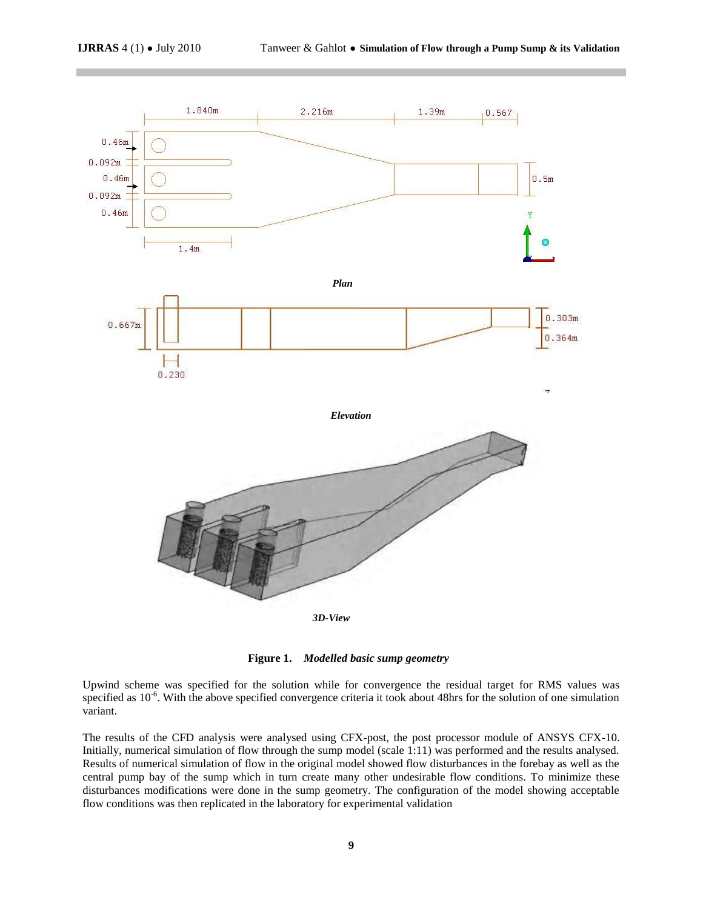Plan

Elevation

3D-View

**Figure 1.** ***Modelled basic sump geometry***

Upwind scheme was specified for the solution while for convergence the residual target for RMS values was specified as $10^{-6}$. With the above specified convergence criteria it took about 48hrs for the solution of one simulation variant.

The results of the CFD analysis were analysed using CFX-post, the post processor module of ANSYS CFX-10. Initially, numerical simulation of flow through the sump model (scale 1:11) was performed and the results analysed. Results of numerical simulation of flow in the original model showed flow disturbances in the forebay as well as the central pump bay of the sump which in turn create many other undesirable flow conditions. To minimize these disturbances modifications were done in the sump geometry. The configuration of the model showing acceptable flow conditions was then replicated in the laboratory for experimental validation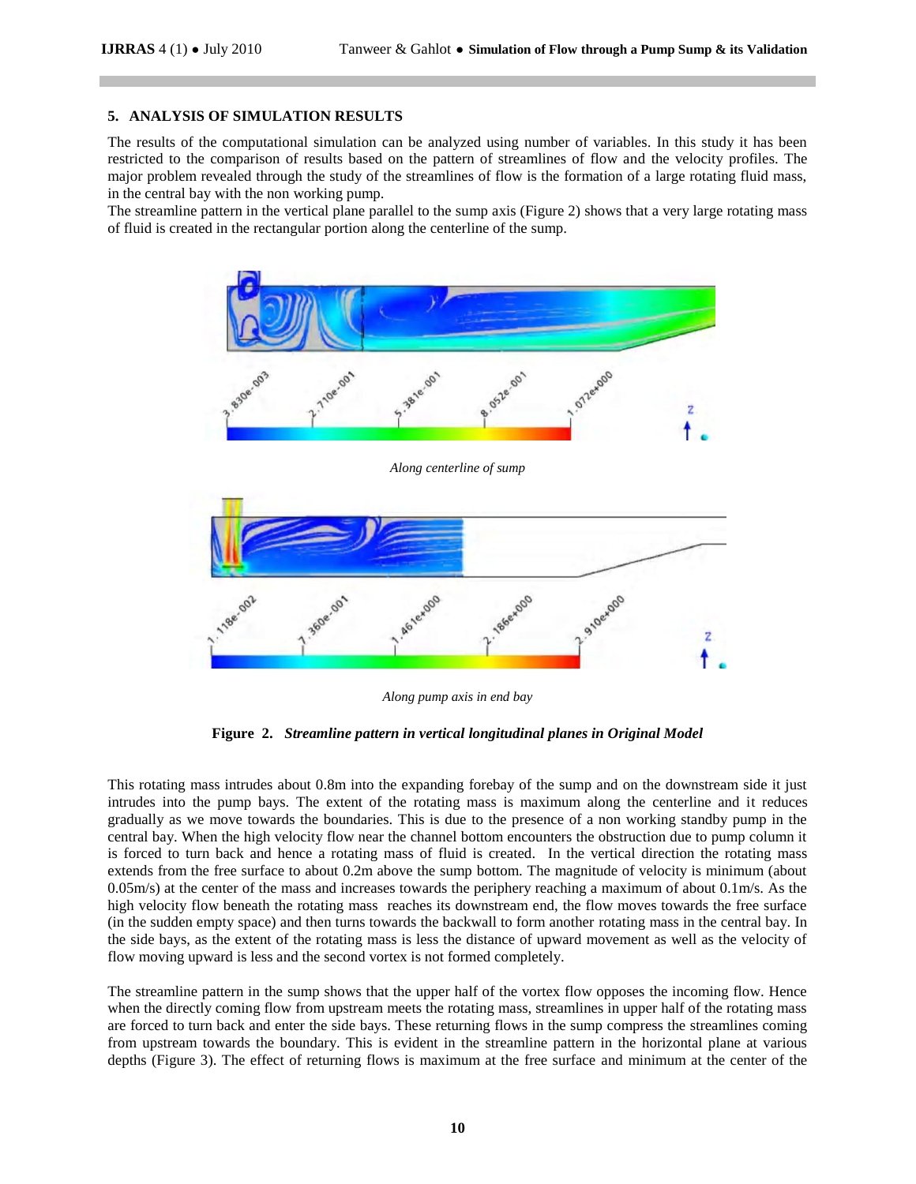## 5. ANALYSIS OF SIMULATION RESULTS

The results of the computational simulation can be analyzed using number of variables. In this study it has been restricted to the comparison of results based on the pattern of streamlines of flow and the velocity profiles. The major problem revealed through the study of the streamlines of flow is the formation of a large rotating fluid mass, in the central bay with the non working pump.

The streamline pattern in the vertical plane parallel to the sump axis (Figure 2) shows that a very large rotating mass of fluid is created in the rectangular portion along the centerline of the sump.

*Along centerline of sump*

*Along pump axis in end bay*

**Figure 2.** ***Streamline pattern in vertical longitudinal planes in Original Model***

This rotating mass intrudes about 0.8m into the expanding forebay of the sump and on the downstream side it just intrudes into the pump bays. The extent of the rotating mass is maximum along the centerline and it reduces gradually as we move towards the boundaries. This is due to the presence of a non working standby pump in the central bay. When the high velocity flow near the channel bottom encounters the obstruction due to pump column it is forced to turn back and hence a rotating mass of fluid is created. In the vertical direction the rotating mass extends from the free surface to about 0.2m above the sump bottom. The magnitude of velocity is minimum (about 0.05m/s) at the center of the mass and increases towards the periphery reaching a maximum of about 0.1m/s. As the high velocity flow beneath the rotating mass reaches its downstream end, the flow moves towards the free surface (in the sudden empty space) and then turns towards the backwall to form another rotating mass in the central bay. In the side bays, as the extent of the rotating mass is less the distance of upward movement as well as the velocity of flow moving upward is less and the second vortex is not formed completely.

The streamline pattern in the sump shows that the upper half of the vortex flow opposes the incoming flow. Hence when the directly coming flow from upstream meets the rotating mass, streamlines in upper half of the rotating mass are forced to turn back and enter the side bays. These returning flows in the sump compress the streamlines coming from upstream towards the boundary. This is evident in the streamline pattern in the horizontal plane at various depths (Figure 3). The effect of returning flows is maximum at the free surface and minimum at the center of the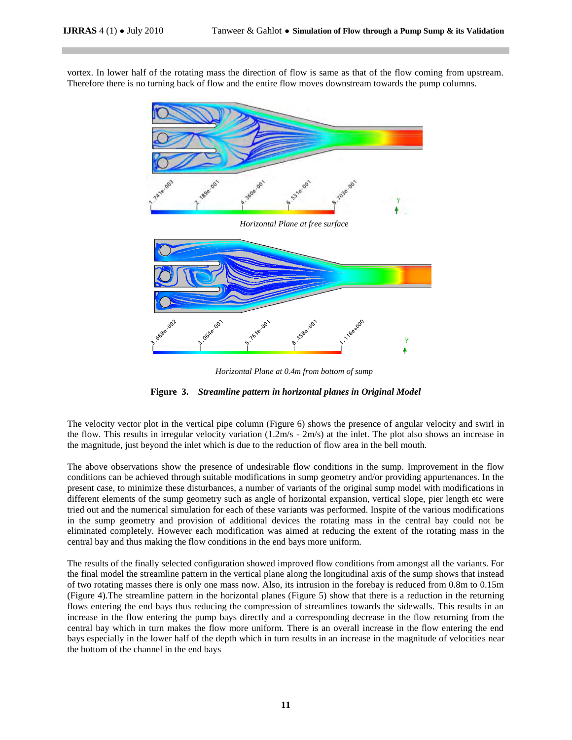vortex. In lower half of the rotating mass the direction of flow is same as that of the flow coming from upstream. Therefore there is no turning back of flow and the entire flow moves downstream towards the pump columns.

*Horizontal Plane at free surface*

*Horizontal Plane at 0.4m from bottom of sump*

**Figure 3.** ***Streamline pattern in horizontal planes in Original Model***

The velocity vector plot in the vertical pipe column (Figure 6) shows the presence of angular velocity and swirl in the flow. This results in irregular velocity variation (1.2m/s - 2m/s) at the inlet. The plot also shows an increase in the magnitude, just beyond the inlet which is due to the reduction of flow area in the bell mouth.

The above observations show the presence of undesirable flow conditions in the sump. Improvement in the flow conditions can be achieved through suitable modifications in sump geometry and/or providing appurtenances. In the present case, to minimize these disturbances, a number of variants of the original sump model with modifications in different elements of the sump geometry such as angle of horizontal expansion, vertical slope, pier length etc were tried out and the numerical simulation for each of these variants was performed. Inspite of the various modifications in the sump geometry and provision of additional devices the rotating mass in the central bay could not be eliminated completely. However each modification was aimed at reducing the extent of the rotating mass in the central bay and thus making the flow conditions in the end bays more uniform.

The results of the finally selected configuration showed improved flow conditions from amongst all the variants. For the final model the streamline pattern in the vertical plane along the longitudinal axis of the sump shows that instead of two rotating masses there is only one mass now. Also, its intrusion in the forebay is reduced from 0.8m to 0.15m (Figure 4).The streamline pattern in the horizontal planes (Figure 5) show that there is a reduction in the returning flows entering the end bays thus reducing the compression of streamlines towards the sidewalls. This results in an increase in the flow entering the pump bays directly and a corresponding decrease in the flow returning from the central bay which in turn makes the flow more uniform. There is an overall increase in the flow entering the end bays especially in the lower half of the depth which in turn results in an increase in the magnitude of velocities near the bottom of the channel in the end bays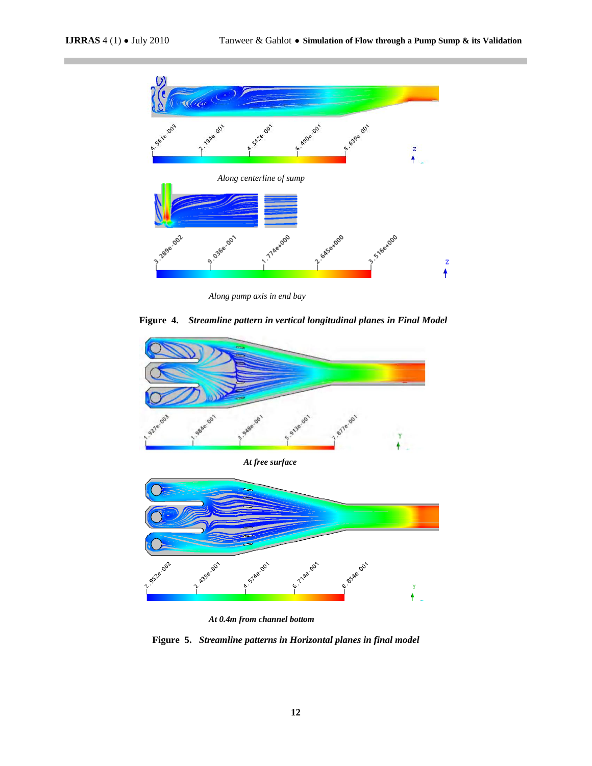*Along centerline of sump*

*Along pump axis in end bay*

**Figure 4.** ***Streamline pattern in vertical longitudinal planes in Final Model***

***At free surface***

***At 0.4m from channel bottom***

**Figure 5.** ***Streamline patterns in Horizontal planes in final model***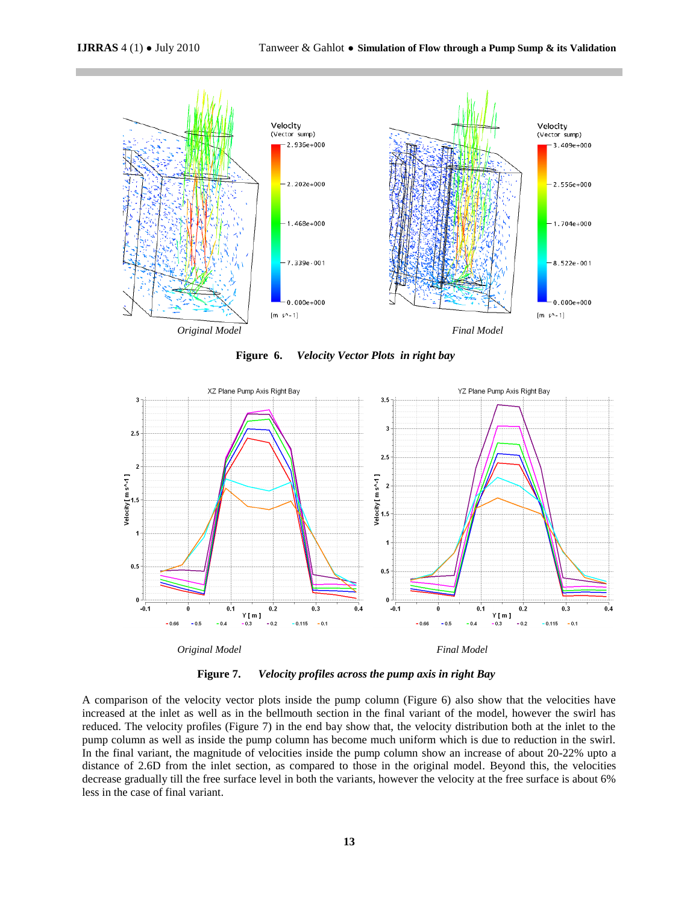*Original Model*  *Final Model*

**Figure 6.** ***Velocity Vector Plots in right bay***

*Original Model*  *Final Model*

**Figure 7.** ***Velocity profiles across the pump axis in right Bay***

A comparison of the velocity vector plots inside the pump column (Figure 6) also show that the velocities have increased at the inlet as well as in the bellmouth section in the final variant of the model, however the swirl has reduced. The velocity profiles (Figure 7) in the end bay show that, the velocity distribution both at the inlet to the pump column as well as inside the pump column has become much uniform which is due to reduction in the swirl. In the final variant, the magnitude of velocities inside the pump column show an increase of about 20-22% upto a distance of 2.6D from the inlet section, as compared to those in the original model. Beyond this, the velocities decrease gradually till the free surface level in both the variants, however the velocity at the free surface is about 6% less in the case of final variant.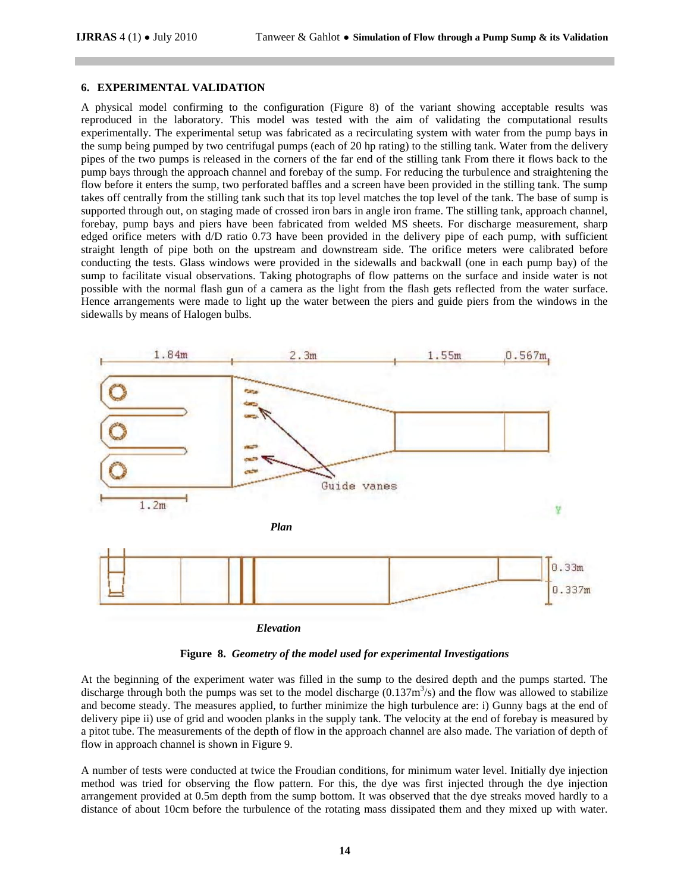## 6. EXPERIMENTAL VALIDATION

A physical model confirming to the configuration (Figure 8) of the variant showing acceptable results was reproduced in the laboratory. This model was tested with the aim of validating the computational results experimentally. The experimental setup was fabricated as a recirculating system with water from the pump bays in the sump being pumped by two centrifugal pumps (each of 20 hp rating) to the stilling tank. Water from the delivery pipes of the two pumps is released in the corners of the far end of the stilling tank From there it flows back to the pump bays through the approach channel and forebay of the sump. For reducing the turbulence and straightening the flow before it enters the sump, two perforated baffles and a screen have been provided in the stilling tank. The sump takes off centrally from the stilling tank such that its top level matches the top level of the tank. The base of sump is supported through out, on staging made of crossed iron bars in angle iron frame. The stilling tank, approach channel, forebay, pump bays and piers have been fabricated from welded MS sheets. For discharge measurement, sharp edged orifice meters with d/D ratio 0.73 have been provided in the delivery pipe of each pump, with sufficient straight length of pipe both on the upstream and downstream side. The orifice meters were calibrated before conducting the tests. Glass windows were provided in the sidewalls and backwall (one in each pump bay) of the sump to facilitate visual observations. Taking photographs of flow patterns on the surface and inside water is not possible with the normal flash gun of a camera as the light from the flash gets reflected from the water surface. Hence arrangements were made to light up the water between the piers and guide piers from the windows in the sidewalls by means of Halogen bulbs.

*Plan*

*Elevation*

**Figure 8.** ***Geometry of the model used for experimental Investigations***

At the beginning of the experiment water was filled in the sump to the desired depth and the pumps started. The discharge through both the pumps was set to the model discharge ($0.137m^3/s$) and the flow was allowed to stabilize and become steady. The measures applied, to further minimize the high turbulence are: i) Gunny bags at the end of delivery pipe ii) use of grid and wooden planks in the supply tank. The velocity at the end of forebay is measured by a pitot tube. The measurements of the depth of flow in the approach channel are also made. The variation of depth of flow in approach channel is shown in Figure 9.

A number of tests were conducted at twice the Froudian conditions, for minimum water level. Initially dye injection method was tried for observing the flow pattern. For this, the dye was first injected through the dye injection arrangement provided at 0.5m depth from the sump bottom. It was observed that the dye streaks moved hardly to a distance of about 10cm before the turbulence of the rotating mass dissipated them and they mixed up with water.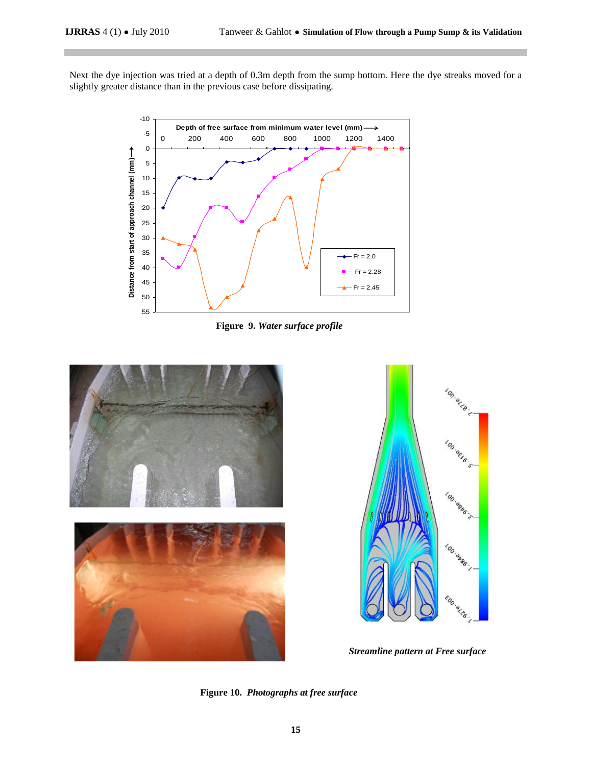Next the dye injection was tried at a depth of 0.3m depth from the sump bottom. Here the dye streaks moved for a slightly greater distance than in the previous case before dissipating.

**Figure 9.** *Water surface profile*

*Streamline pattern at Free surface*

**Figure 10.** *Photographs at free surface*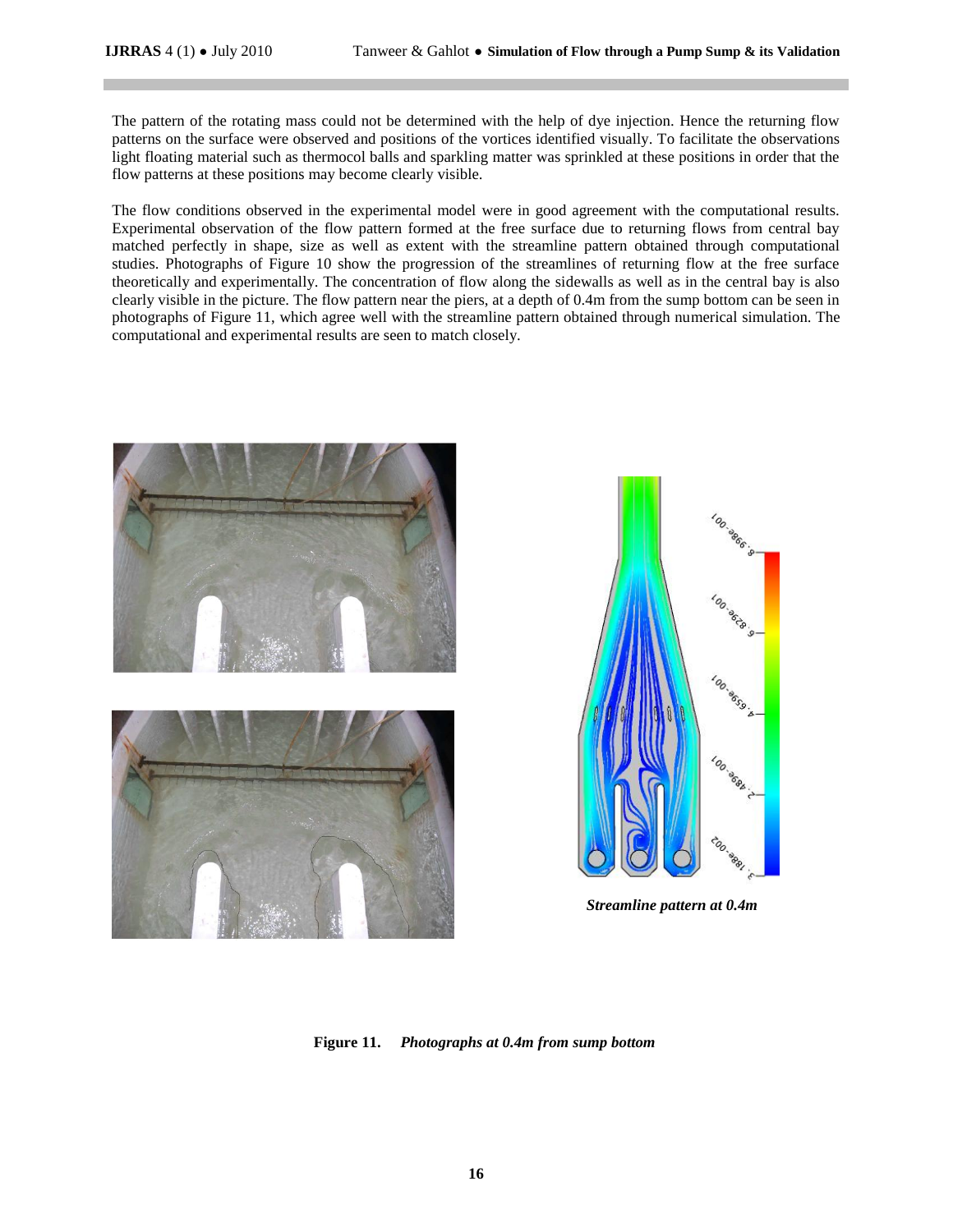The pattern of the rotating mass could not be determined with the help of dye injection. Hence the returning flow patterns on the surface were observed and positions of the vortices identified visually. To facilitate the observations light floating material such as thermocol balls and sparkling matter was sprinkled at these positions in order that the flow patterns at these positions may become clearly visible.

The flow conditions observed in the experimental model were in good agreement with the computational results. Experimental observation of the flow pattern formed at the free surface due to returning flows from central bay matched perfectly in shape, size as well as extent with the streamline pattern obtained through computational studies. Photographs of Figure 10 show the progression of the streamlines of returning flow at the free surface theoretically and experimentally. The concentration of flow along the sidewalls as well as in the central bay is also clearly visible in the picture. The flow pattern near the piers, at a depth of 0.4m from the sump bottom can be seen in photographs of Figure 11, which agree well with the streamline pattern obtained through numerical simulation. The computational and experimental results are seen to match closely.

*Streamline pattern at 0.4m*

**Figure 11.** *Photographs at 0.4m from sump bottom*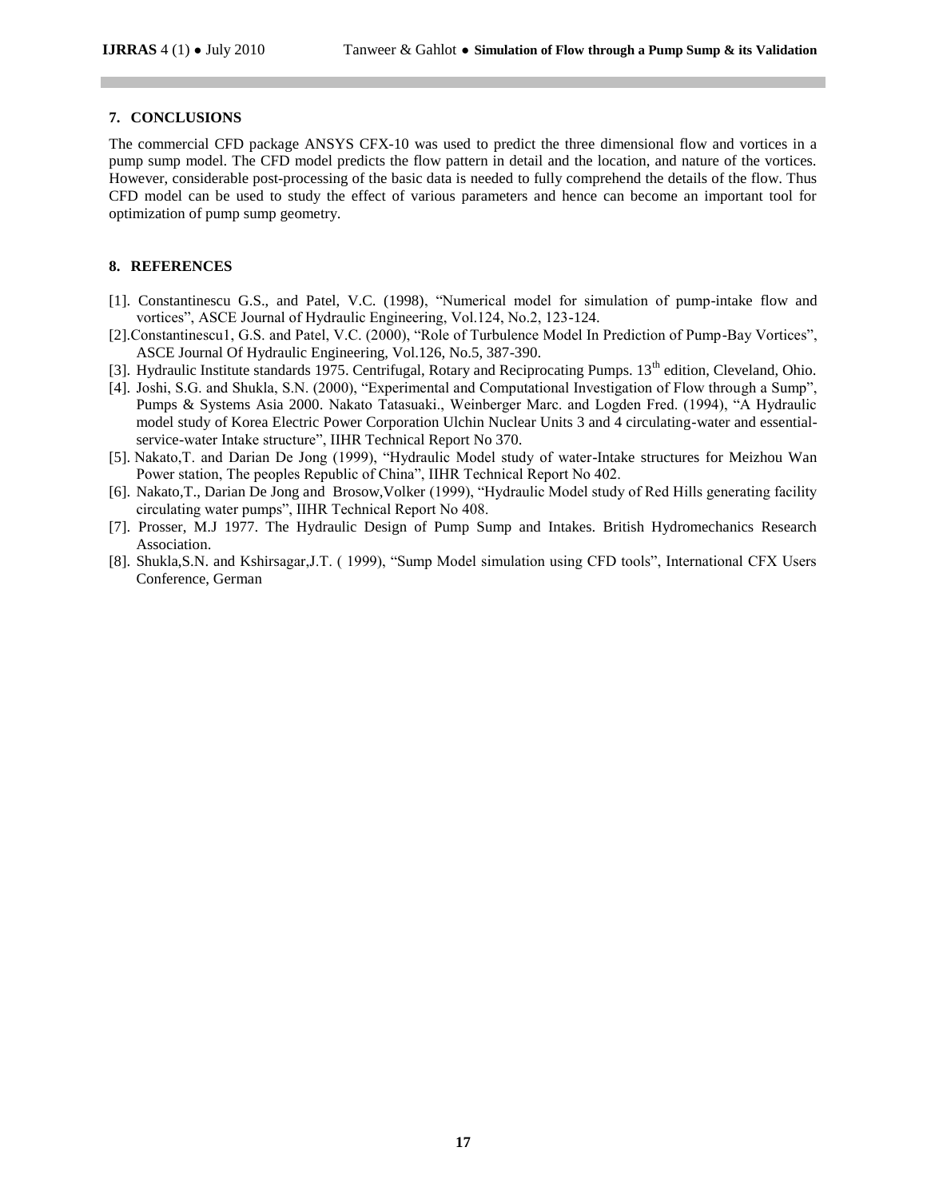## 7. CONCLUSIONS

The commercial CFD package ANSYS CFX-10 was used to predict the three dimensional flow and vortices in a pump sump model. The CFD model predicts the flow pattern in detail and the location, and nature of the vortices. However, considerable post-processing of the basic data is needed to fully comprehend the details of the flow. Thus CFD model can be used to study the effect of various parameters and hence can become an important tool for optimization of pump sump geometry.

## 8. REFERENCES

[1]. Constantinescu G.S., and Patel, V.C. (1998), "Numerical model for simulation of pump-intake flow and vortices", ASCE Journal of Hydraulic Engineering, Vol.124, No.2, 123-124.

[2].Constantinescu1, G.S. and Patel, V.C. (2000), "Role of Turbulence Model In Prediction of Pump-Bay Vortices", ASCE Journal Of Hydraulic Engineering, Vol.126, No.5, 387-390.

[3]. Hydraulic Institute standards 1975. Centrifugal, Rotary and Reciprocating Pumps. 13th edition, Cleveland, Ohio.

[4]. Joshi, S.G. and Shukla, S.N. (2000), "Experimental and Computational Investigation of Flow through a Sump", Pumps & Systems Asia 2000. Nakato Tatasuaki., Weinberger Marc. and Logden Fred. (1994), "A Hydraulic model study of Korea Electric Power Corporation Ulchin Nuclear Units 3 and 4 circulating-water and essential-service-water Intake structure", IIHR Technical Report No 370.

[5]. Nakato,T. and Darian De Jong (1999), "Hydraulic Model study of water-Intake structures for Meizhou Wan Power station, The peoples Republic of China", IIHR Technical Report No 402.

[6]. Nakato,T., Darian De Jong and Brosow,Volker (1999), "Hydraulic Model study of Red Hills generating facility circulating water pumps", IIHR Technical Report No 408.

[7]. Prosser, M.J 1977. The Hydraulic Design of Pump Sump and Intakes. British Hydromechanics Research Association.

[8]. Shukla,S.N. and Kshirsagar,J.T. ( 1999), "Sump Model simulation using CFD tools", International CFX Users Conference, German